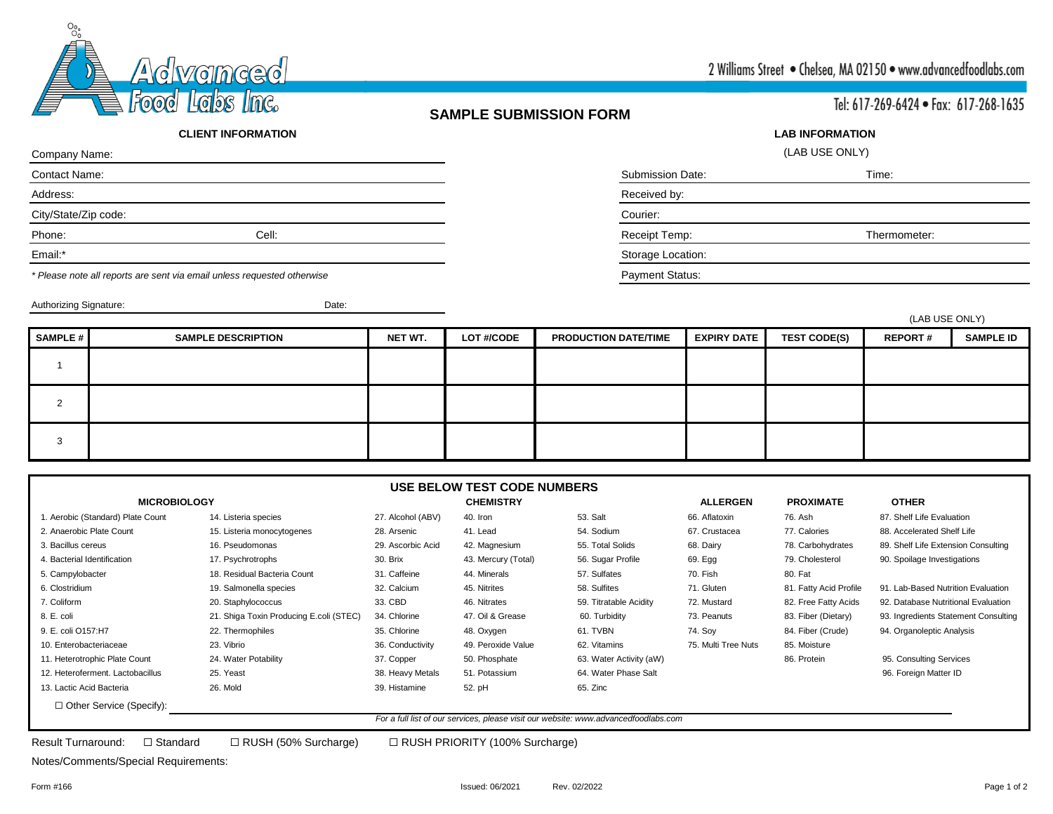Advanced Food Labs Inc.

2 Williams Street • Chelsea, MA 02150 • www.advancedfoodlabs.com

Tel: 617-269-6424 • Fax: 617-268-1635

# SAMPLE SUBMISSION FORM

## CLIENT INFORMATION

Company Name:

Contact Name:

Address:

City/State/Zip code:

Phone: Cell:

Email:*

*\* Please note all reports are sent via email unless requested otherwise*

Authorizing Signature: Date:

## LAB INFORMATION

(LAB USE ONLY)

Submission Date: Time:

Received by:

Courier:

Receipt Temp: Thermometer:

Storage Location:

Payment Status:

(LAB USE ONLY)

| SAMPLE # | SAMPLE DESCRIPTION | NET WT. | LOT #/CODE | PRODUCTION DATE/TIME | EXPIRY DATE | TEST CODE(S) | REPORT # | SAMPLE ID |
|---|---|---|---|---|---|---|---|---|
| 1 | | | | | | | | |
| 2 | | | | | | | | |
| 3 | | | | | | | | |

## USE BELOW TEST CODE NUMBERS

### MICROBIOLOGY

1. Aerobic (Standard) Plate Count
2. Anaerobic Plate Count
3. Bacillus cereus
4. Bacterial Identification
5. Campylobacter
6. Clostridium
7. Coliform
8. E. coli
9. E. coli O157:H7
10. Enterobacteriaceae
11. Heterotrophic Plate Count
12. Heteroferment. Lactobacillus
13. Lactic Acid Bacteria
14. Listeria species
15. Listeria monocytogenes
16. Pseudomonas
17. Psychrotrophs
18. Residual Bacteria Count
19. Salmonella species
20. Staphylococcus
21. Shiga Toxin Producing E.coli (STEC)
22. Thermophiles
23. Vibrio
24. Water Potability
25. Yeast
26. Mold

### CHEMISTRY

27. Alcohol (ABV)
28. Arsenic
29. Ascorbic Acid
30. Brix
31. Caffeine
32. Calcium
33. CBD
34. Chlorine
35. Chlorine
36. Conductivity
37. Copper
38. Heavy Metals
39. Histamine
40. Iron
41. Lead
42. Magnesium
43. Mercury (Total)
44. Minerals
45. Nitrites
46. Nitrates
47. Oil & Grease
48. Oxygen
49. Peroxide Value
50. Phosphate
51. Potassium
52. pH
53. Salt
54. Sodium
55. Total Solids
56. Sugar Profile
57. Sulfates
58. Sulfites
59. Titratable Acidity
60. Turbidity
61. TVBN
62. Vitamins
63. Water Activity (aW)
64. Water Phase Salt
65. Zinc

### ALLERGEN

66. Aflatoxin
67. Crustacea
68. Dairy
69. Egg
70. Fish
71. Gluten
72. Mustard
73. Peanuts
74. Soy
75. Multi Tree Nuts

### PROXIMATE

76. Ash
77. Calories
78. Carbohydrates
79. Cholesterol
80. Fat
81. Fatty Acid Profile
82. Free Fatty Acids
83. Fiber (Dietary)
84. Fiber (Crude)
85. Moisture
86. Protein

### OTHER

87. Shelf Life Evaluation
88. Accelerated Shelf Life
89. Shelf Life Extension Consulting
90. Spoilage Investigations
91. Lab-Based Nutrition Evaluation
92. Database Nutritional Evaluation
93. Ingredients Statement Consulting
94. Organoleptic Analysis
95. Consulting Services
96. Foreign Matter ID

☐ Other Service (Specify):

*For a full list of our services, please visit our website: www.advancedfoodlabs.com*

Result Turnaround: ☐ Standard ☐ RUSH (50% Surcharge) ☐ RUSH PRIORITY (100% Surcharge)

Notes/Comments/Special Requirements:

Form #166 Issued: 06/2021 Rev. 02/2022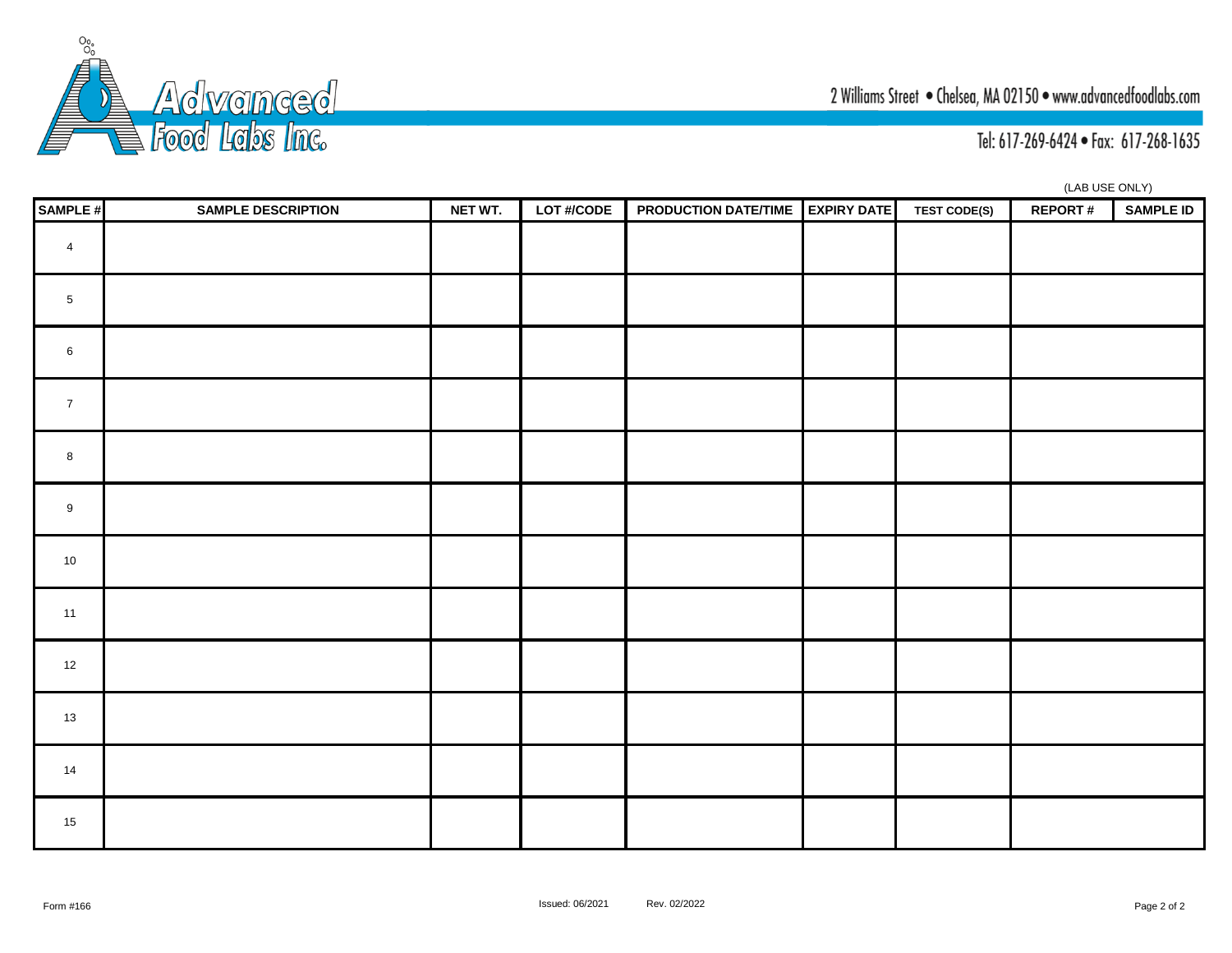Advanced Food Labs Inc.

2 Williams Street • Chelsea, MA 02150 • www.advancedfoodlabs.com

Tel: 617-269-6424 • Fax: 617-268-1635

(LAB USE ONLY)

| SAMPLE # | SAMPLE DESCRIPTION | NET WT. | LOT #/CODE | PRODUCTION DATE/TIME | EXPIRY DATE | TEST CODE(S) | REPORT # | SAMPLE ID |
|---|---|---|---|---|---|---|---|---|
| 4 | | | | | | | | |
| 5 | | | | | | | | |
| 6 | | | | | | | | |
| 7 | | | | | | | | |
| 8 | | | | | | | | |
| 9 | | | | | | | | |
| 10 | | | | | | | | |
| 11 | | | | | | | | |
| 12 | | | | | | | | |
| 13 | | | | | | | | |
| 14 | | | | | | | | |
| 15 | | | | | | | | |

Form #166 Issued: 06/2021 Rev. 02/2022